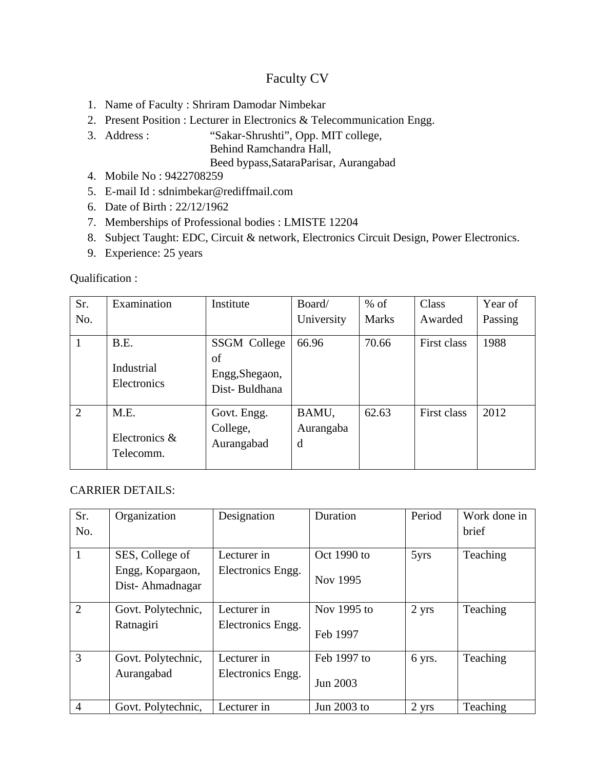# Faculty CV

1. Name of Faculty : Shriram Damodar Nimbekar
2. Present Position : Lecturer in Electronics & Telecommunication Engg.
3. Address : "Sakar-Shrushti", Opp. MIT college,
   Behind Ramchandra Hall,
   Beed bypass,SataraParisar, Aurangabad
4. Mobile No : 9422708259
5. E-mail Id : sdnimbekar@rediffmail.com
6. Date of Birth : 22/12/1962
7. Memberships of Professional bodies : LMISTE 12204
8. Subject Taught: EDC, Circuit & network, Electronics Circuit Design, Power Electronics.
9. Experience: 25 years

Qualification :

| Sr. No. | Examination | Institute | Board/ University | % of Marks | Class Awarded | Year of Passing |
|---|---|---|---|---|---|---|
| 1 | B.E. Industrial Electronics | SSGM College of Engg,Shegaon, Dist- Buldhana | 66.96 | 70.66 | First class | 1988 |
| 2 | M.E. Electronics & Telecomm. | Govt. Engg. College, Aurangabad | BAMU, Aurangabad | 62.63 | First class | 2012 |

CARRIER DETAILS:

| Sr. No. | Organization | Designation | Duration | Period | Work done in brief |
|---|---|---|---|---|---|
| 1 | SES, College of Engg, Kopargaon, Dist- Ahmadnagar | Lecturer in Electronics Engg. | Oct 1990 to Nov 1995 | 5yrs | Teaching |
| 2 | Govt. Polytechnic, Ratnagiri | Lecturer in Electronics Engg. | Nov 1995 to Feb 1997 | 2 yrs | Teaching |
| 3 | Govt. Polytechnic, Aurangabad | Lecturer in Electronics Engg. | Feb 1997 to Jun 2003 | 6 yrs. | Teaching |
| 4 | Govt. Polytechnic, | Lecturer in | Jun 2003 to | 2 yrs | Teaching |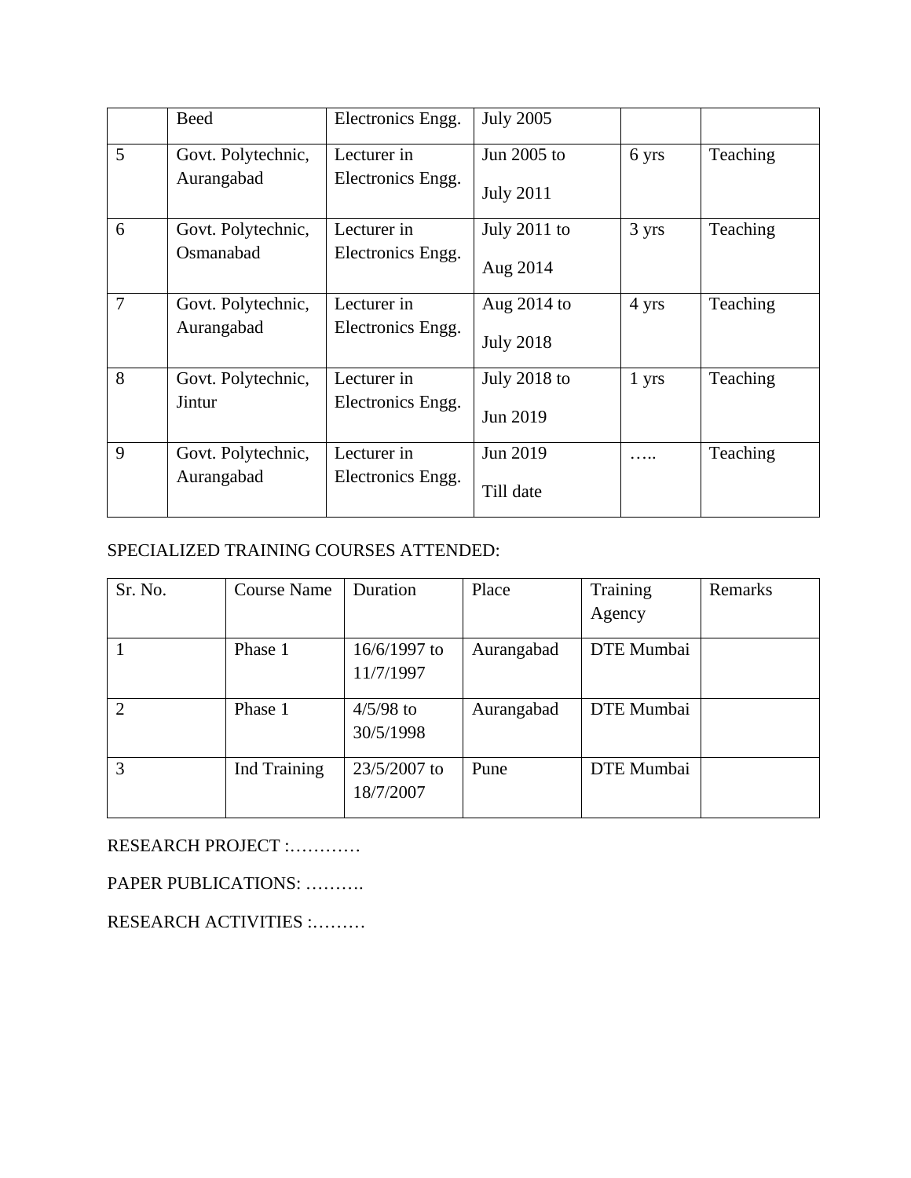| | | | | | |
|---|---|---|---|---|---|
| | Beed | Electronics Engg. | July 2005 | | |
| 5 | Govt. Polytechnic, Aurangabad | Lecturer in Electronics Engg. | Jun 2005 to July 2011 | 6 yrs | Teaching |
| 6 | Govt. Polytechnic, Osmanabad | Lecturer in Electronics Engg. | July 2011 to Aug 2014 | 3 yrs | Teaching |
| 7 | Govt. Polytechnic, Aurangabad | Lecturer in Electronics Engg. | Aug 2014 to July 2018 | 4 yrs | Teaching |
| 8 | Govt. Polytechnic, Jintur | Lecturer in Electronics Engg. | July 2018 to Jun 2019 | 1 yrs | Teaching |
| 9 | Govt. Polytechnic, Aurangabad | Lecturer in Electronics Engg. | Jun 2019 Till date | ….. | Teaching |

SPECIALIZED TRAINING COURSES ATTENDED:

| Sr. No. | Course Name | Duration | Place | Training Agency | Remarks |
|---|---|---|---|---|---|
| 1 | Phase 1 | 16/6/1997 to 11/7/1997 | Aurangabad | DTE Mumbai | |
| 2 | Phase 1 | 4/5/98 to 30/5/1998 | Aurangabad | DTE Mumbai | |
| 3 | Ind Training | 23/5/2007 to 18/7/2007 | Pune | DTE Mumbai | |

RESEARCH PROJECT :…………

PAPER PUBLICATIONS: ……….

RESEARCH ACTIVITIES :………